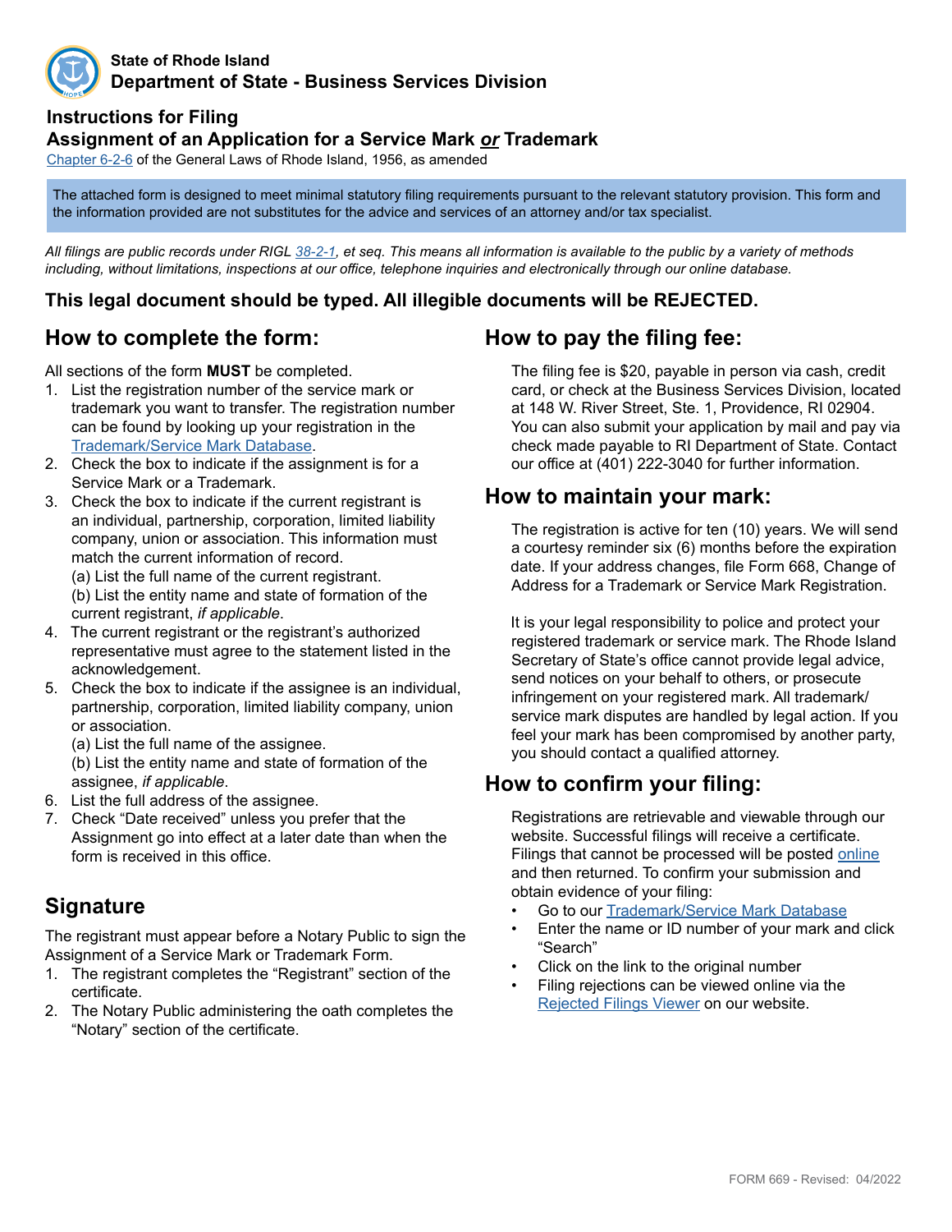**State of Rhode Island**
**Department of State - Business Services Division**

## Instructions for Filing
## Assignment of an Application for a Service Mark *or* Trademark

Chapter 6-2-6 of the General Laws of Rhode Island, 1956, as amended

The attached form is designed to meet minimal statutory filing requirements pursuant to the relevant statutory provision. This form and the information provided are not substitutes for the advice and services of an attorney and/or tax specialist.

*All filings are public records under RIGL 38-2-1, et seq. This means all information is available to the public by a variety of methods including, without limitations, inspections at our office, telephone inquiries and electronically through our online database.*

**This legal document should be typed. All illegible documents will be REJECTED.**

## How to complete the form:

All sections of the form **MUST** be completed.

1. List the registration number of the service mark or trademark you want to transfer. The registration number can be found by looking up your registration in the Trademark/Service Mark Database.
2. Check the box to indicate if the assignment is for a Service Mark or a Trademark.
3. Check the box to indicate if the current registrant is an individual, partnership, corporation, limited liability company, union or association. This information must match the current information of record.
   (a) List the full name of the current registrant.
   (b) List the entity name and state of formation of the current registrant, *if applicable*.
4. The current registrant or the registrant's authorized representative must agree to the statement listed in the acknowledgement.
5. Check the box to indicate if the assignee is an individual, partnership, corporation, limited liability company, union or association.
   (a) List the full name of the assignee.
   (b) List the entity name and state of formation of the assignee, *if applicable*.
6. List the full address of the assignee.
7. Check "Date received" unless you prefer that the Assignment go into effect at a later date than when the form is received in this office.

## Signature

The registrant must appear before a Notary Public to sign the Assignment of a Service Mark or Trademark Form.

1. The registrant completes the "Registrant" section of the certificate.
2. The Notary Public administering the oath completes the "Notary" section of the certificate.

## How to pay the filing fee:

The filing fee is $20, payable in person via cash, credit card, or check at the Business Services Division, located at 148 W. River Street, Ste. 1, Providence, RI 02904. You can also submit your application by mail and pay via check made payable to RI Department of State. Contact our office at (401) 222-3040 for further information.

## How to maintain your mark:

The registration is active for ten (10) years. We will send a courtesy reminder six (6) months before the expiration date. If your address changes, file Form 668, Change of Address for a Trademark or Service Mark Registration.

It is your legal responsibility to police and protect your registered trademark or service mark. The Rhode Island Secretary of State's office cannot provide legal advice, send notices on your behalf to others, or prosecute infringement on your registered mark. All trademark/service mark disputes are handled by legal action. If you feel your mark has been compromised by another party, you should contact a qualified attorney.

## How to confirm your filing:

Registrations are retrievable and viewable through our website. Successful filings will receive a certificate. Filings that cannot be processed will be posted online and then returned. To confirm your submission and obtain evidence of your filing:

- Go to our Trademark/Service Mark Database
- Enter the name or ID number of your mark and click "Search"
- Click on the link to the original number
- Filing rejections can be viewed online via the Rejected Filings Viewer on our website.

FORM 669 - Revised: 04/2022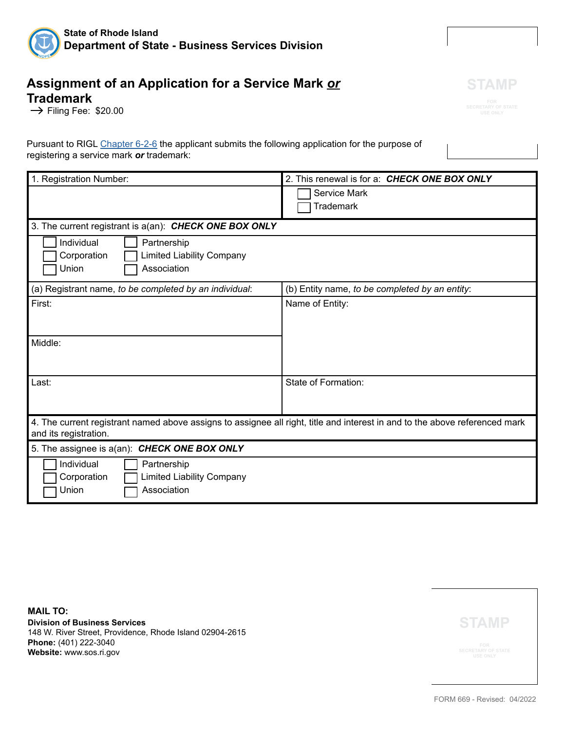**State of Rhode Island**
**Department of State - Business Services Division**

# Assignment of an Application for a Service Mark *or* Trademark

→ Filing Fee: $20.00

STAMP
FOR SECRETARY OF STATE USE ONLY

Pursuant to RIGL Chapter 6-2-6 the applicant submits the following application for the purpose of registering a service mark ***or*** trademark:

| 1. Registration Number: | 2. This renewal is for a: ***CHECK ONE BOX ONLY*** |
|---|---|
| | ☐ Service Mark<br>☐ Trademark |
| 3. The current registrant is a(an): ***CHECK ONE BOX ONLY*** | |
| ☐ Individual ☐ Partnership<br>☐ Corporation ☐ Limited Liability Company<br>☐ Union ☐ Association | |
| (a) Registrant name, *to be completed by an individual*: | (b) Entity name, *to be completed by an entity*: |
| First: | Name of Entity: |
| Middle: | |
| Last: | State of Formation: |
| 4. The current registrant named above assigns to assignee all right, title and interest in and to the above referenced mark and its registration. | |
| 5. The assignee is a(an): ***CHECK ONE BOX ONLY*** | |
| ☐ Individual ☐ Partnership<br>☐ Corporation ☐ Limited Liability Company<br>☐ Union ☐ Association | |

**MAIL TO:**
**Division of Business Services**
148 W. River Street, Providence, Rhode Island 02904-2615
**Phone:** (401) 222-3040
**Website:** www.sos.ri.gov

STAMP
FOR SECRETARY OF STATE USE ONLY

FORM 669 - Revised: 04/2022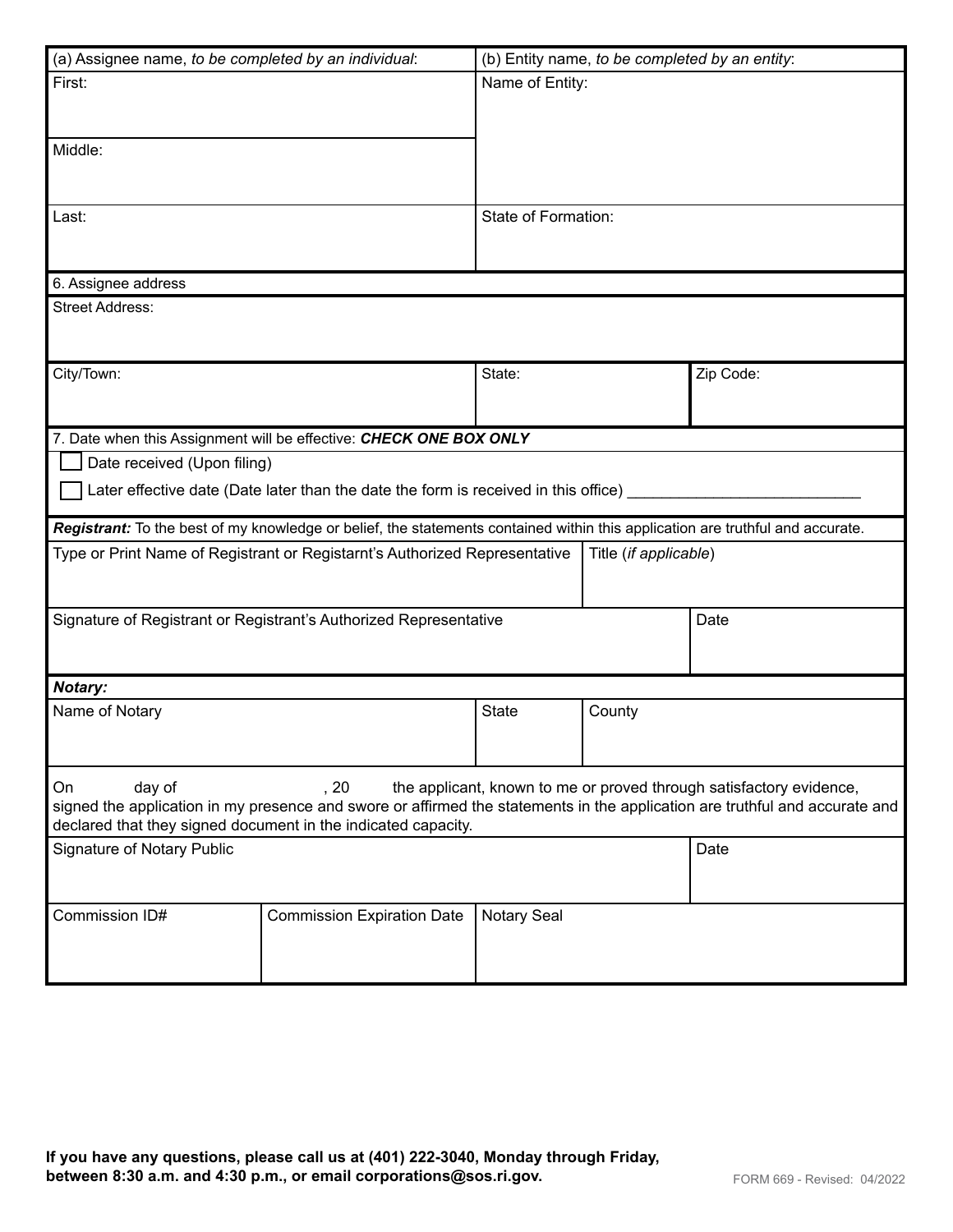| (a) Assignee name, *to be completed by an individual*: | (b) Entity name, *to be completed by an entity*: |
|---|---|
| First: | Name of Entity: |
| Middle: | |
| Last: | State of Formation: |

| 6. Assignee address | | |
|---|---|---|
| Street Address: | | |
| City/Town: | State: | Zip Code: |

7. Date when this Assignment will be effective: ***CHECK ONE BOX ONLY***

- ☐ Date received (Upon filing)
- ☐ Later effective date (Date later than the date the form is received in this office) ___________________________

***Registrant:*** To the best of my knowledge or belief, the statements contained within this application are truthful and accurate.

| Type or Print Name of Registrant or Registarnt's Authorized Representative | Title (*if applicable*) |
|---|---|
| | |

| Signature of Registrant or Registrant's Authorized Representative | Date |
|---|---|
| | |

***Notary:***

| Name of Notary | State | County |
|---|---|---|
| | | |

On day of , 20 the applicant, known to me or proved through satisfactory evidence, signed the application in my presence and swore or affirmed the statements in the application are truthful and accurate and declared that they signed document in the indicated capacity.

| Signature of Notary Public | Date |
|---|---|
| | |

| Commission ID# | Commission Expiration Date | Notary Seal |
|---|---|---|
| | | |

**If you have any questions, please call us at (401) 222-3040, Monday through Friday, between 8:30 a.m. and 4:30 p.m., or email corporations@sos.ri.gov.**

FORM 669 - Revised: 04/2022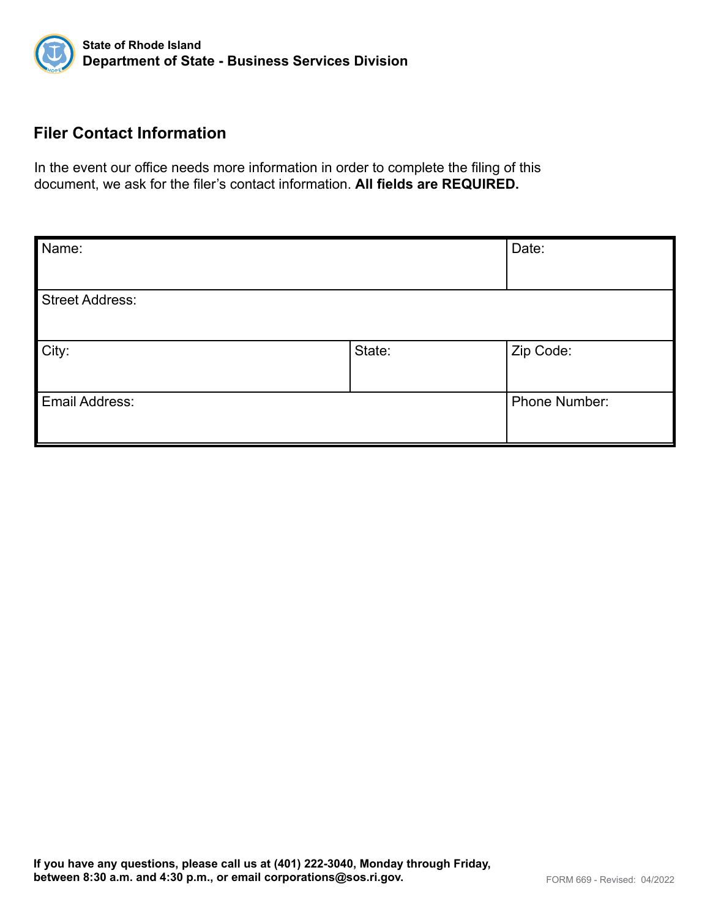**State of Rhode Island**
**Department of State - Business Services Division**

## Filer Contact Information

In the event our office needs more information in order to complete the filing of this document, we ask for the filer's contact information. **All fields are REQUIRED.**

| | | |
|---|---|---|
| Name: | | Date: |
| Street Address: | | |
| City: | State: | Zip Code: |
| Email Address: | | Phone Number: |

**If you have any questions, please call us at (401) 222-3040, Monday through Friday, between 8:30 a.m. and 4:30 p.m., or email corporations@sos.ri.gov.**

FORM 669 - Revised: 04/2022